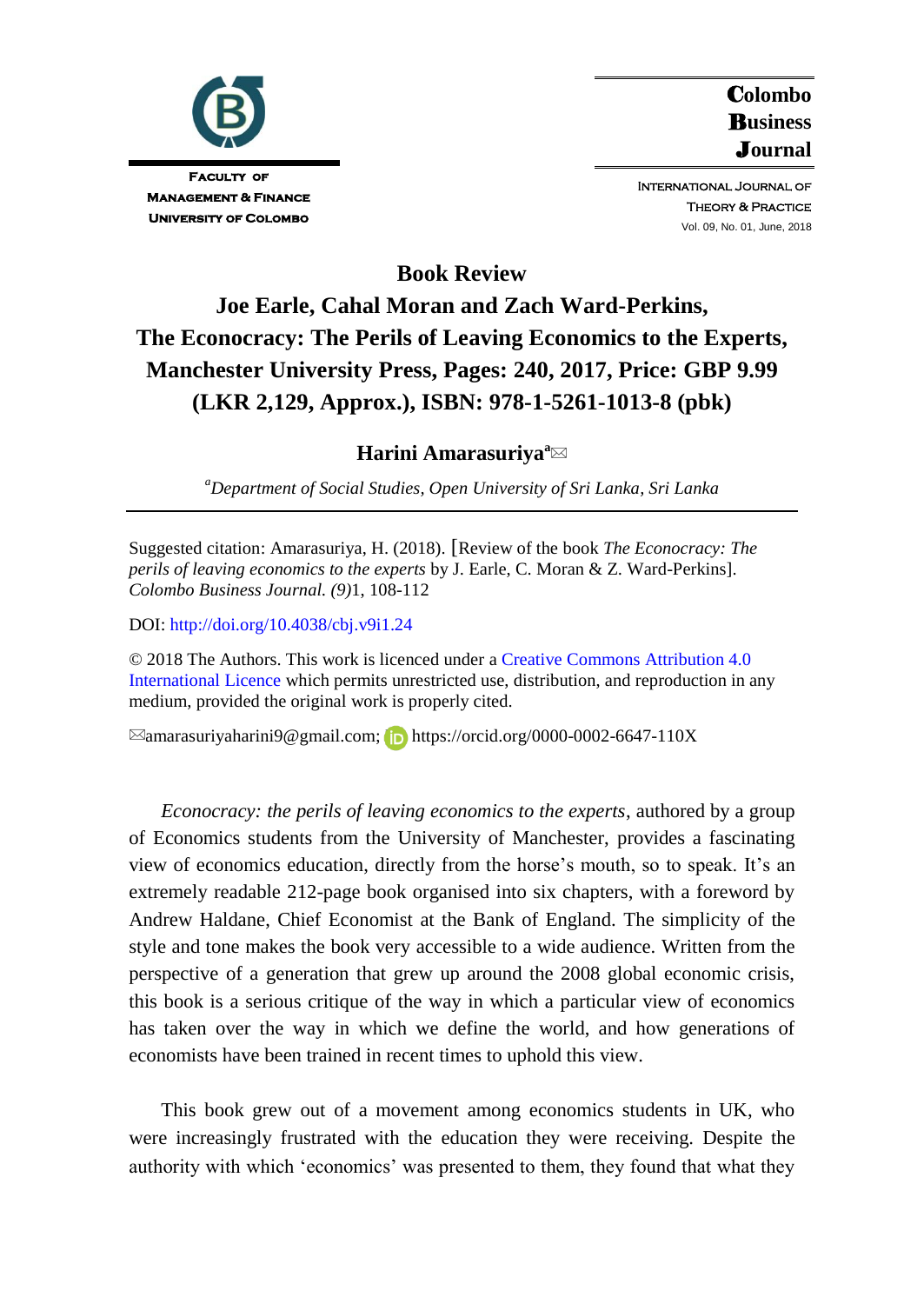Faculty of Management & Finance
University of Colombo

**Colombo Business Journal**

International Journal of Theory & Practice
Vol. 09, No. 01, June, 2018

# Book Review

## Joe Earle, Cahal Moran and Zach Ward-Perkins, The Econocracy: The Perils of Leaving Economics to the Experts, Manchester University Press, Pages: 240, 2017, Price: GBP 9.99 (LKR 2,129, Approx.), ISBN: 978-1-5261-1013-8 (pbk)

**Harini Amarasuriya**[a] ✉

[a] *Department of Social Studies, Open University of Sri Lanka, Sri Lanka*

---

Suggested citation: Amarasuriya, H. (2018). [Review of the book *The Econocracy: The perils of leaving economics to the experts* by J. Earle, C. Moran & Z. Ward-Perkins]. *Colombo Business Journal. (9)*1, 108-112

DOI: http://doi.org/10.4038/cbj.v9i1.24

© 2018 The Authors. This work is licenced under a Creative Commons Attribution 4.0 International Licence which permits unrestricted use, distribution, and reproduction in any medium, provided the original work is properly cited.

✉amarasuriyaharini9@gmail.com; https://orcid.org/0000-0002-6647-110X

*Econocracy: the perils of leaving economics to the experts*, authored by a group of Economics students from the University of Manchester, provides a fascinating view of economics education, directly from the horse's mouth, so to speak. It's an extremely readable 212-page book organised into six chapters, with a foreword by Andrew Haldane, Chief Economist at the Bank of England. The simplicity of the style and tone makes the book very accessible to a wide audience. Written from the perspective of a generation that grew up around the 2008 global economic crisis, this book is a serious critique of the way in which a particular view of economics has taken over the way in which we define the world, and how generations of economists have been trained in recent times to uphold this view.

This book grew out of a movement among economics students in UK, who were increasingly frustrated with the education they were receiving. Despite the authority with which 'economics' was presented to them, they found that what they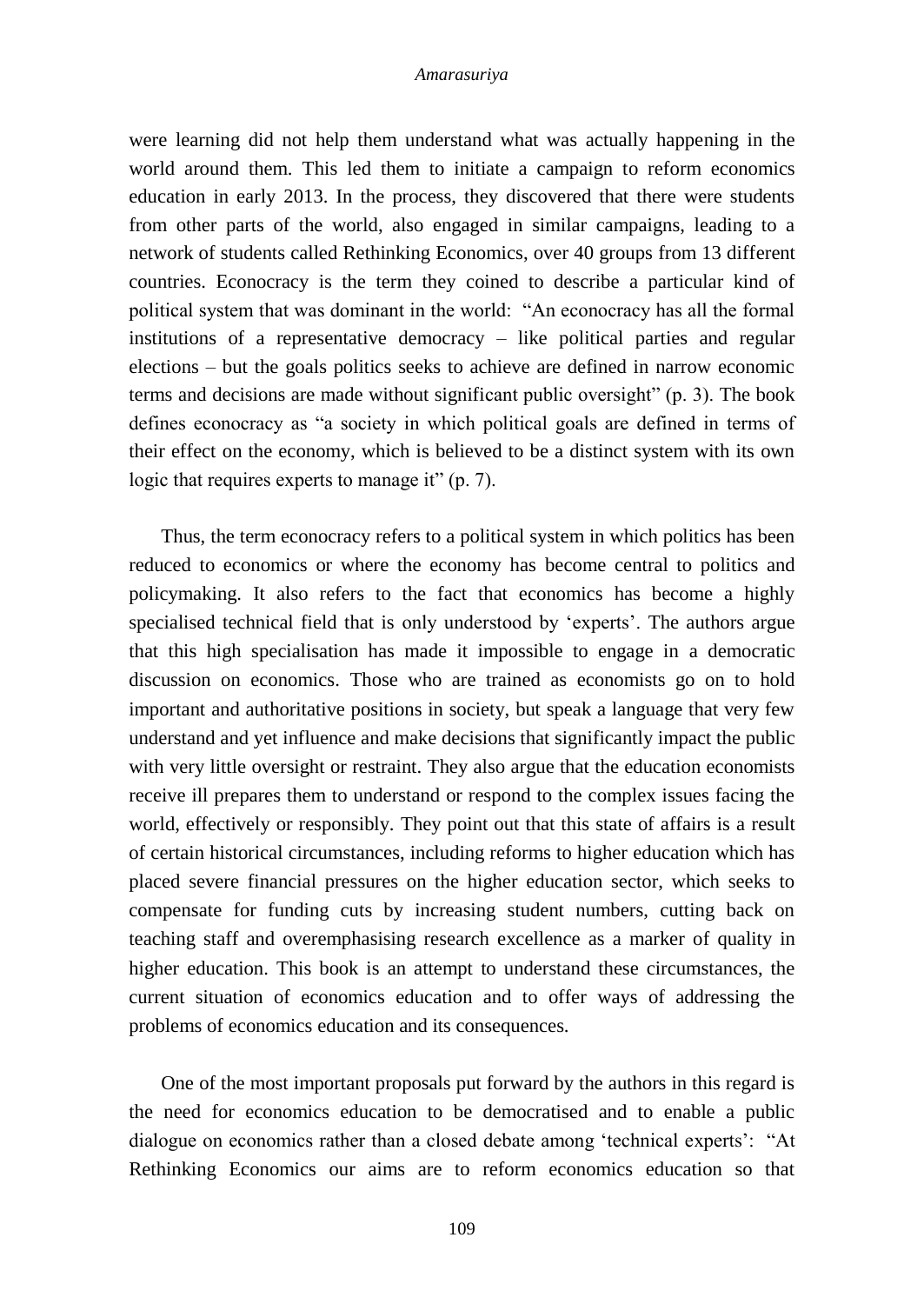were learning did not help them understand what was actually happening in the world around them. This led them to initiate a campaign to reform economics education in early 2013. In the process, they discovered that there were students from other parts of the world, also engaged in similar campaigns, leading to a network of students called Rethinking Economics, over 40 groups from 13 different countries. Econocracy is the term they coined to describe a particular kind of political system that was dominant in the world: "An econocracy has all the formal institutions of a representative democracy – like political parties and regular elections – but the goals politics seeks to achieve are defined in narrow economic terms and decisions are made without significant public oversight" (p. 3). The book defines econocracy as "a society in which political goals are defined in terms of their effect on the economy, which is believed to be a distinct system with its own logic that requires experts to manage it" (p. 7).

Thus, the term econocracy refers to a political system in which politics has been reduced to economics or where the economy has become central to politics and policymaking. It also refers to the fact that economics has become a highly specialised technical field that is only understood by 'experts'. The authors argue that this high specialisation has made it impossible to engage in a democratic discussion on economics. Those who are trained as economists go on to hold important and authoritative positions in society, but speak a language that very few understand and yet influence and make decisions that significantly impact the public with very little oversight or restraint. They also argue that the education economists receive ill prepares them to understand or respond to the complex issues facing the world, effectively or responsibly. They point out that this state of affairs is a result of certain historical circumstances, including reforms to higher education which has placed severe financial pressures on the higher education sector, which seeks to compensate for funding cuts by increasing student numbers, cutting back on teaching staff and overemphasising research excellence as a marker of quality in higher education. This book is an attempt to understand these circumstances, the current situation of economics education and to offer ways of addressing the problems of economics education and its consequences.

One of the most important proposals put forward by the authors in this regard is the need for economics education to be democratised and to enable a public dialogue on economics rather than a closed debate among 'technical experts': "At Rethinking Economics our aims are to reform economics education so that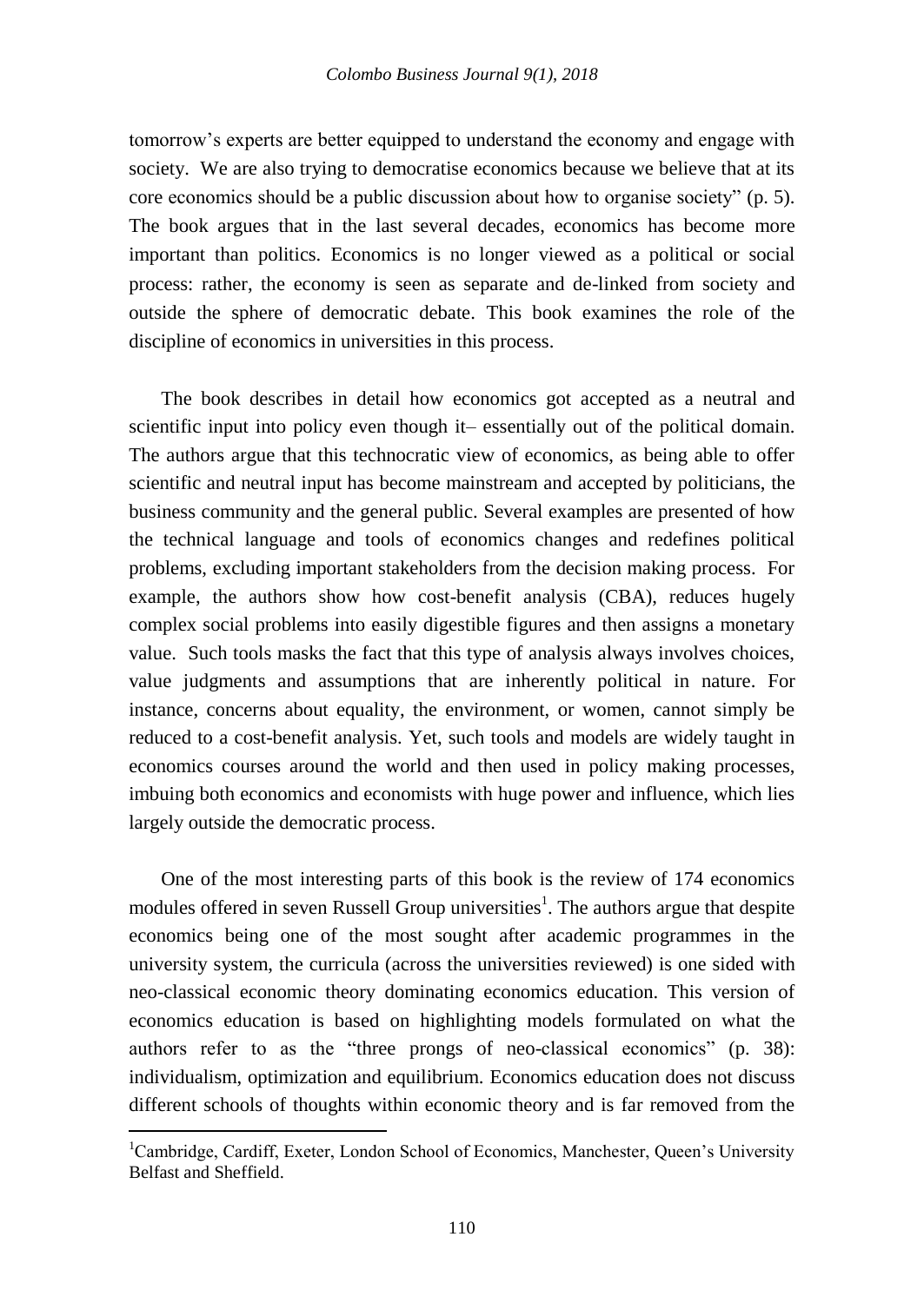tomorrow's experts are better equipped to understand the economy and engage with society. We are also trying to democratise economics because we believe that at its core economics should be a public discussion about how to organise society" (p. 5). The book argues that in the last several decades, economics has become more important than politics. Economics is no longer viewed as a political or social process: rather, the economy is seen as separate and de-linked from society and outside the sphere of democratic debate. This book examines the role of the discipline of economics in universities in this process.

The book describes in detail how economics got accepted as a neutral and scientific input into policy even though it– essentially out of the political domain. The authors argue that this technocratic view of economics, as being able to offer scientific and neutral input has become mainstream and accepted by politicians, the business community and the general public. Several examples are presented of how the technical language and tools of economics changes and redefines political problems, excluding important stakeholders from the decision making process. For example, the authors show how cost-benefit analysis (CBA), reduces hugely complex social problems into easily digestible figures and then assigns a monetary value. Such tools masks the fact that this type of analysis always involves choices, value judgments and assumptions that are inherently political in nature. For instance, concerns about equality, the environment, or women, cannot simply be reduced to a cost-benefit analysis. Yet, such tools and models are widely taught in economics courses around the world and then used in policy making processes, imbuing both economics and economists with huge power and influence, which lies largely outside the democratic process.

One of the most interesting parts of this book is the review of 174 economics modules offered in seven Russell Group universities[1]. The authors argue that despite economics being one of the most sought after academic programmes in the university system, the curricula (across the universities reviewed) is one sided with neo-classical economic theory dominating economics education. This version of economics education is based on highlighting models formulated on what the authors refer to as the "three prongs of neo-classical economics" (p. 38): individualism, optimization and equilibrium. Economics education does not discuss different schools of thoughts within economic theory and is far removed from the

[1]Cambridge, Cardiff, Exeter, London School of Economics, Manchester, Queen's University Belfast and Sheffield.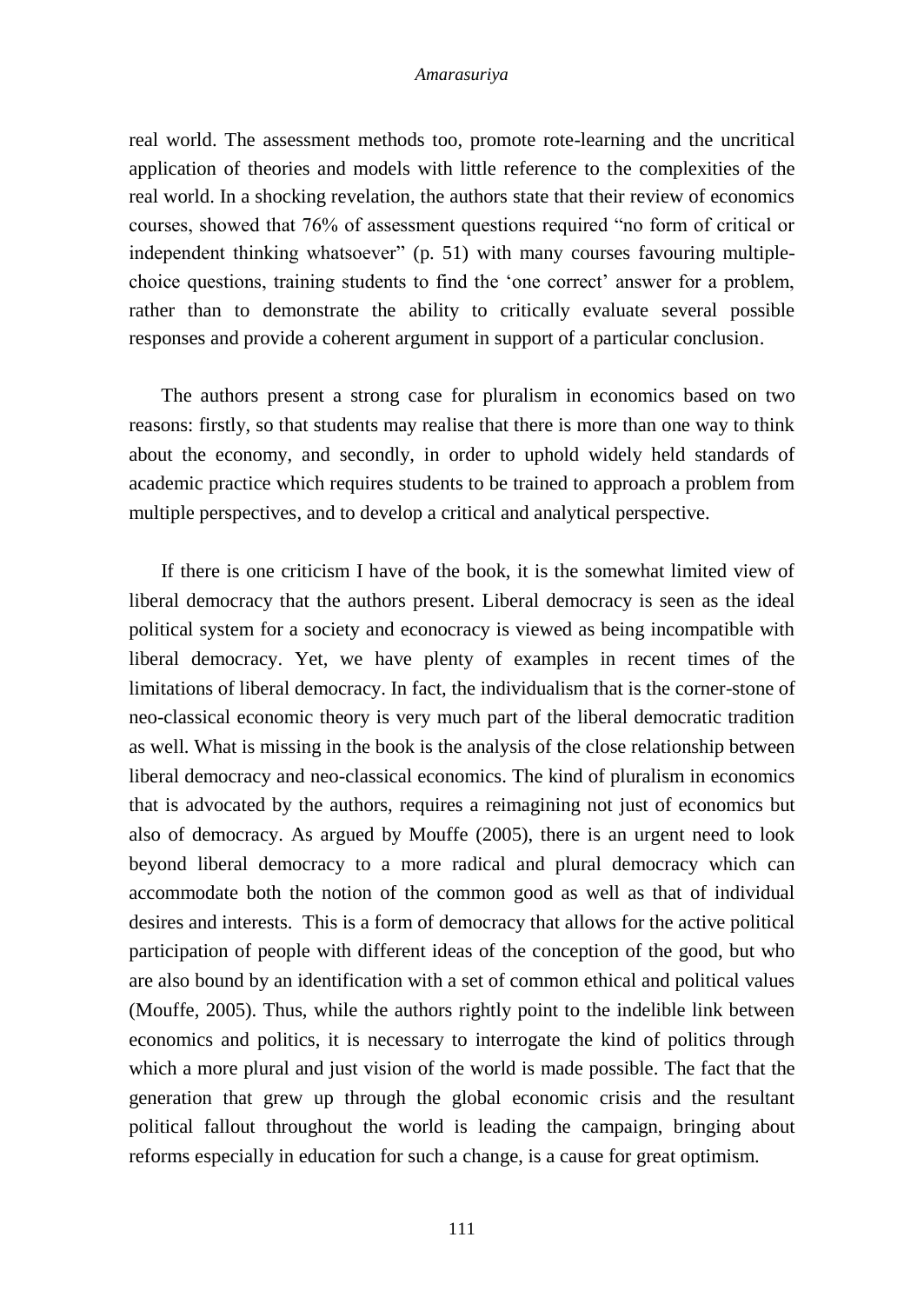real world. The assessment methods too, promote rote-learning and the uncritical application of theories and models with little reference to the complexities of the real world. In a shocking revelation, the authors state that their review of economics courses, showed that 76% of assessment questions required "no form of critical or independent thinking whatsoever" (p. 51) with many courses favouring multiple-choice questions, training students to find the 'one correct' answer for a problem, rather than to demonstrate the ability to critically evaluate several possible responses and provide a coherent argument in support of a particular conclusion.

The authors present a strong case for pluralism in economics based on two reasons: firstly, so that students may realise that there is more than one way to think about the economy, and secondly, in order to uphold widely held standards of academic practice which requires students to be trained to approach a problem from multiple perspectives, and to develop a critical and analytical perspective.

If there is one criticism I have of the book, it is the somewhat limited view of liberal democracy that the authors present. Liberal democracy is seen as the ideal political system for a society and econocracy is viewed as being incompatible with liberal democracy. Yet, we have plenty of examples in recent times of the limitations of liberal democracy. In fact, the individualism that is the corner-stone of neo-classical economic theory is very much part of the liberal democratic tradition as well. What is missing in the book is the analysis of the close relationship between liberal democracy and neo-classical economics. The kind of pluralism in economics that is advocated by the authors, requires a reimagining not just of economics but also of democracy. As argued by Mouffe (2005), there is an urgent need to look beyond liberal democracy to a more radical and plural democracy which can accommodate both the notion of the common good as well as that of individual desires and interests. This is a form of democracy that allows for the active political participation of people with different ideas of the conception of the good, but who are also bound by an identification with a set of common ethical and political values (Mouffe, 2005). Thus, while the authors rightly point to the indelible link between economics and politics, it is necessary to interrogate the kind of politics through which a more plural and just vision of the world is made possible. The fact that the generation that grew up through the global economic crisis and the resultant political fallout throughout the world is leading the campaign, bringing about reforms especially in education for such a change, is a cause for great optimism.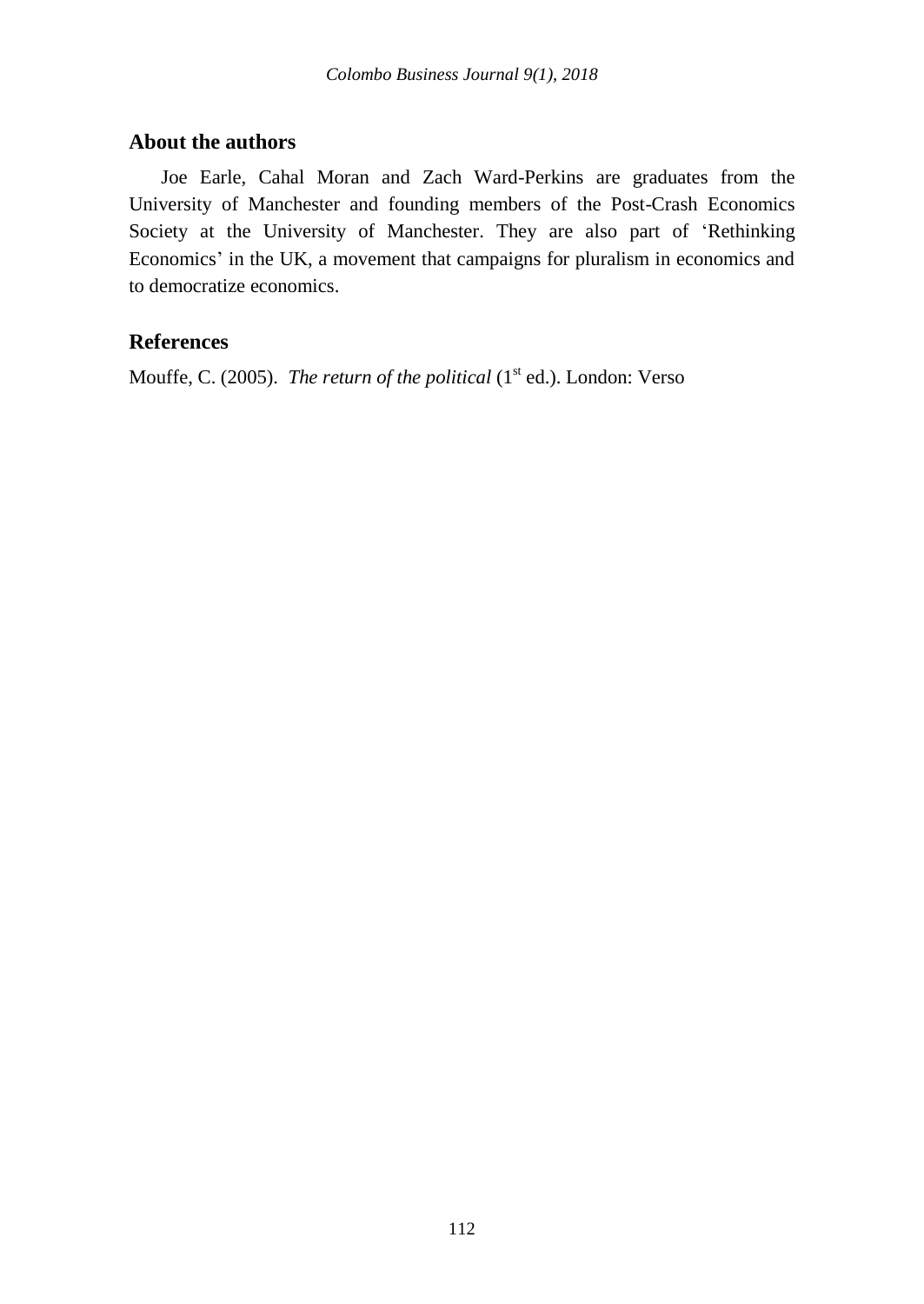## About the authors

Joe Earle, Cahal Moran and Zach Ward-Perkins are graduates from the University of Manchester and founding members of the Post-Crash Economics Society at the University of Manchester. They are also part of 'Rethinking Economics' in the UK, a movement that campaigns for pluralism in economics and to democratize economics.

## References

Mouffe, C. (2005). *The return of the political* (1st ed.). London: Verso